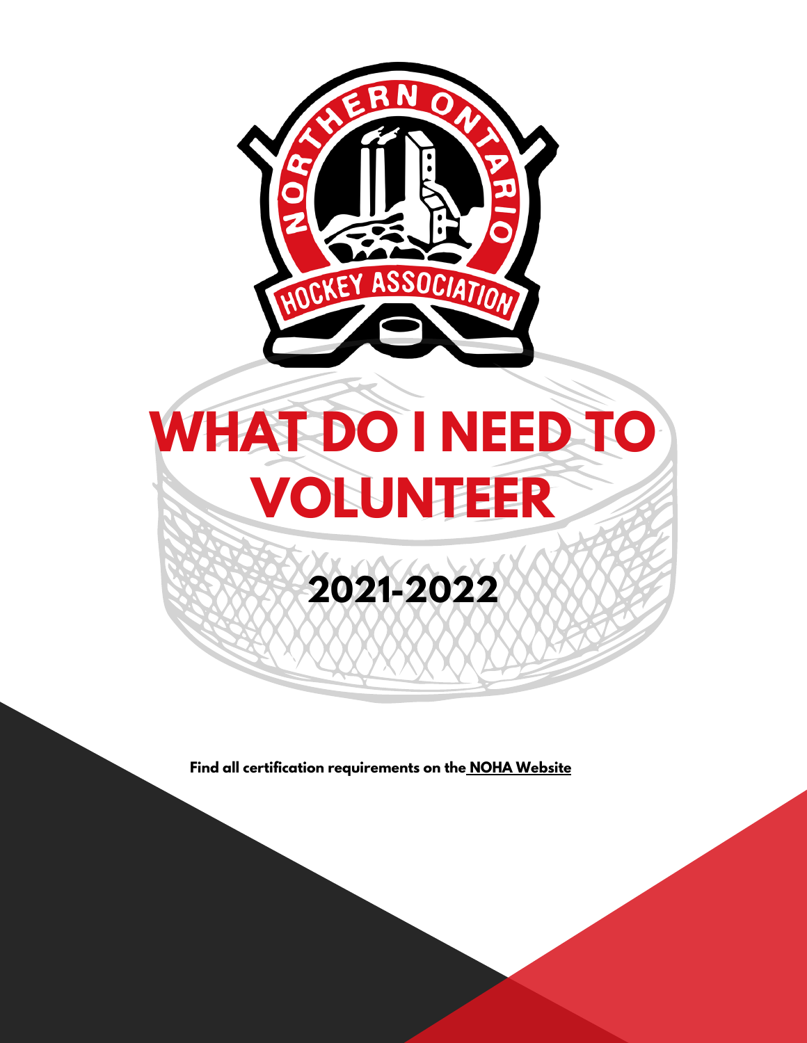# WHAT DO I NEED TO VOLUNTEER

## 2021-2022

**Find all certification requirements on the NOHA Website**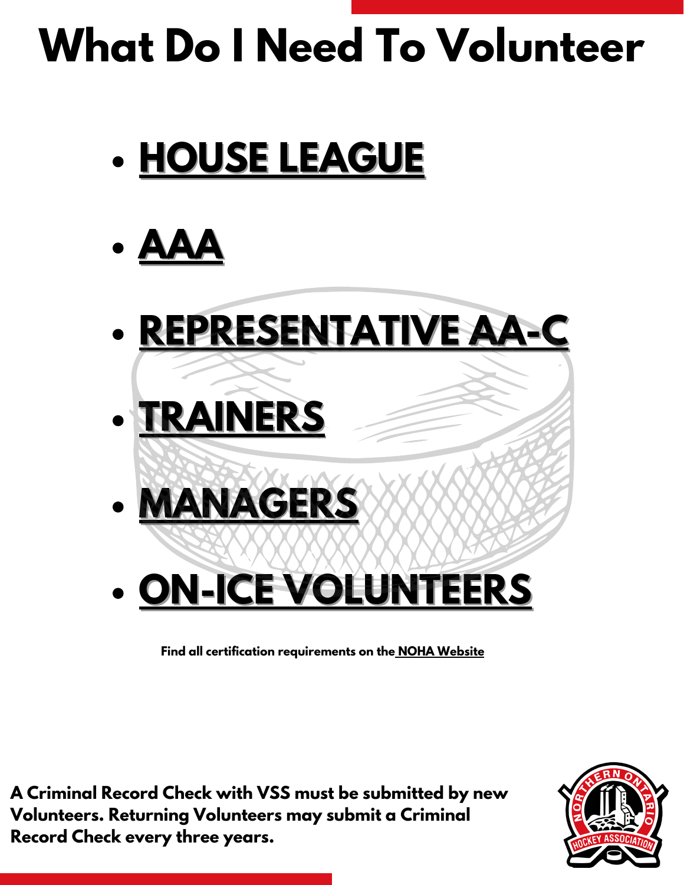# What Do I Need To Volunteer

- **HOUSE LEAGUE**
- **AAA**
- **REPRESENTATIVE AA-C**
- **TRAINERS**
- **MANAGERS**
- **ON-ICE VOLUNTEERS**

**Find all certification requirements on the NOHA Website**

**A Criminal Record Check with VSS must be submitted by new Volunteers. Returning Volunteers may submit a Criminal Record Check every three years.**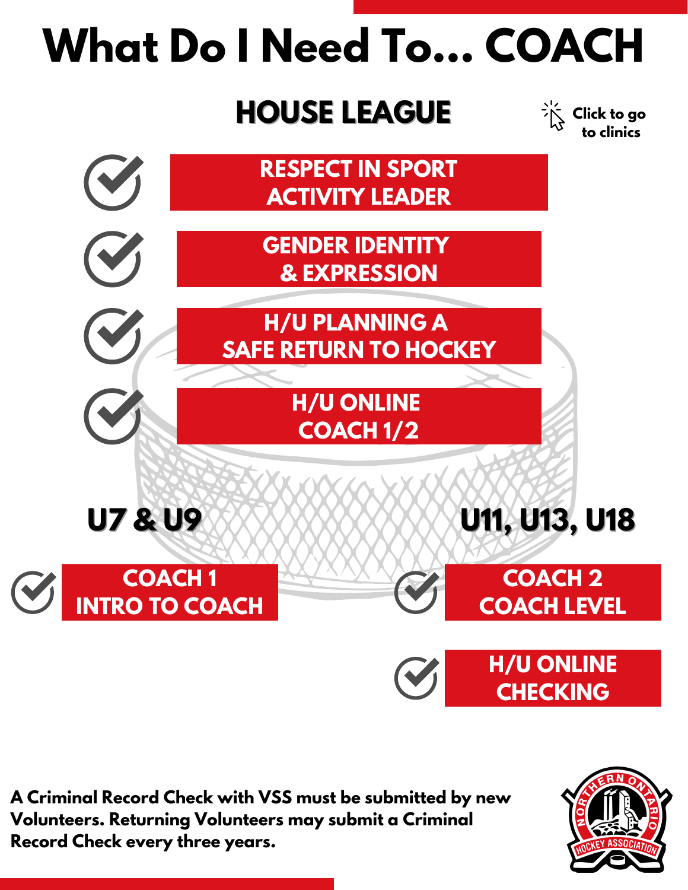# What Do I Need To... COACH

## HOUSE LEAGUE

Click to go to clinics

- RESPECT IN SPORT ACTIVITY LEADER
- GENDER IDENTITY & EXPRESSION
- H/U PLANNING A SAFE RETURN TO HOCKEY
- H/U ONLINE COACH 1/2

### U7 & U9

- COACH 1 INTRO TO COACH

### U11, U13, U18

- COACH 2 COACH LEVEL
- H/U ONLINE CHECKING

**A Criminal Record Check with VSS must be submitted by new Volunteers. Returning Volunteers may submit a Criminal Record Check every three years.**

NORTHERN ONTARIO HOCKEY ASSOCIATION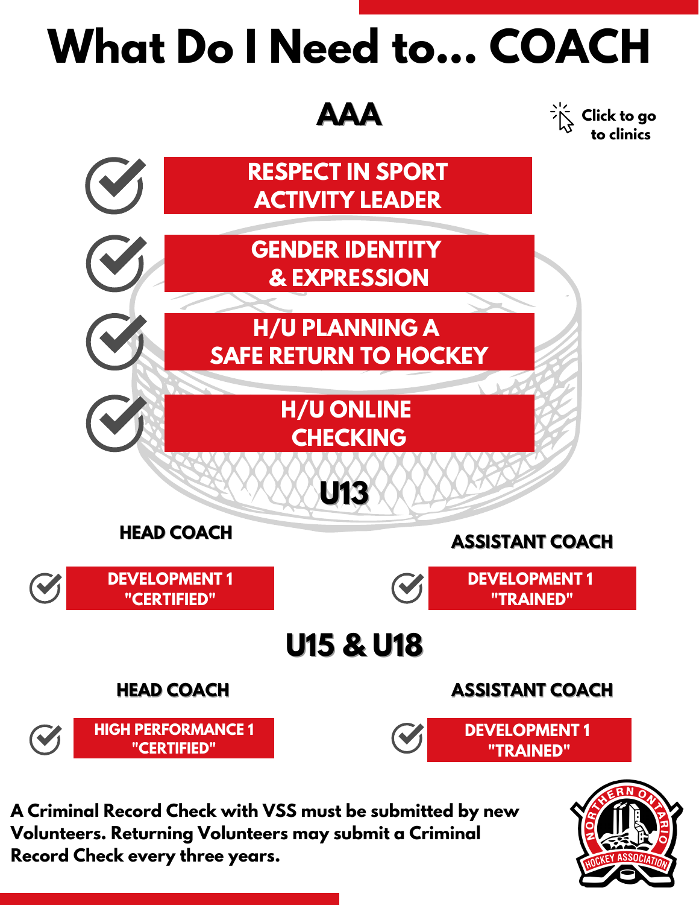# What Do I Need to... COACH

## AAA

Click to go to clinics

- RESPECT IN SPORT ACTIVITY LEADER
- GENDER IDENTITY & EXPRESSION
- H/U PLANNING A SAFE RETURN TO HOCKEY
- H/U ONLINE CHECKING

## U13

**HEAD COACH**

- DEVELOPMENT 1 "CERTIFIED"

**ASSISTANT COACH**

- DEVELOPMENT 1 "TRAINED"

## U15 & U18

**HEAD COACH**

- HIGH PERFORMANCE 1 "CERTIFIED"

**ASSISTANT COACH**

- DEVELOPMENT 1 "TRAINED"

**A Criminal Record Check with VSS must be submitted by new Volunteers. Returning Volunteers may submit a Criminal Record Check every three years.**

NORTHERN ONTARIO HOCKEY ASSOCIATION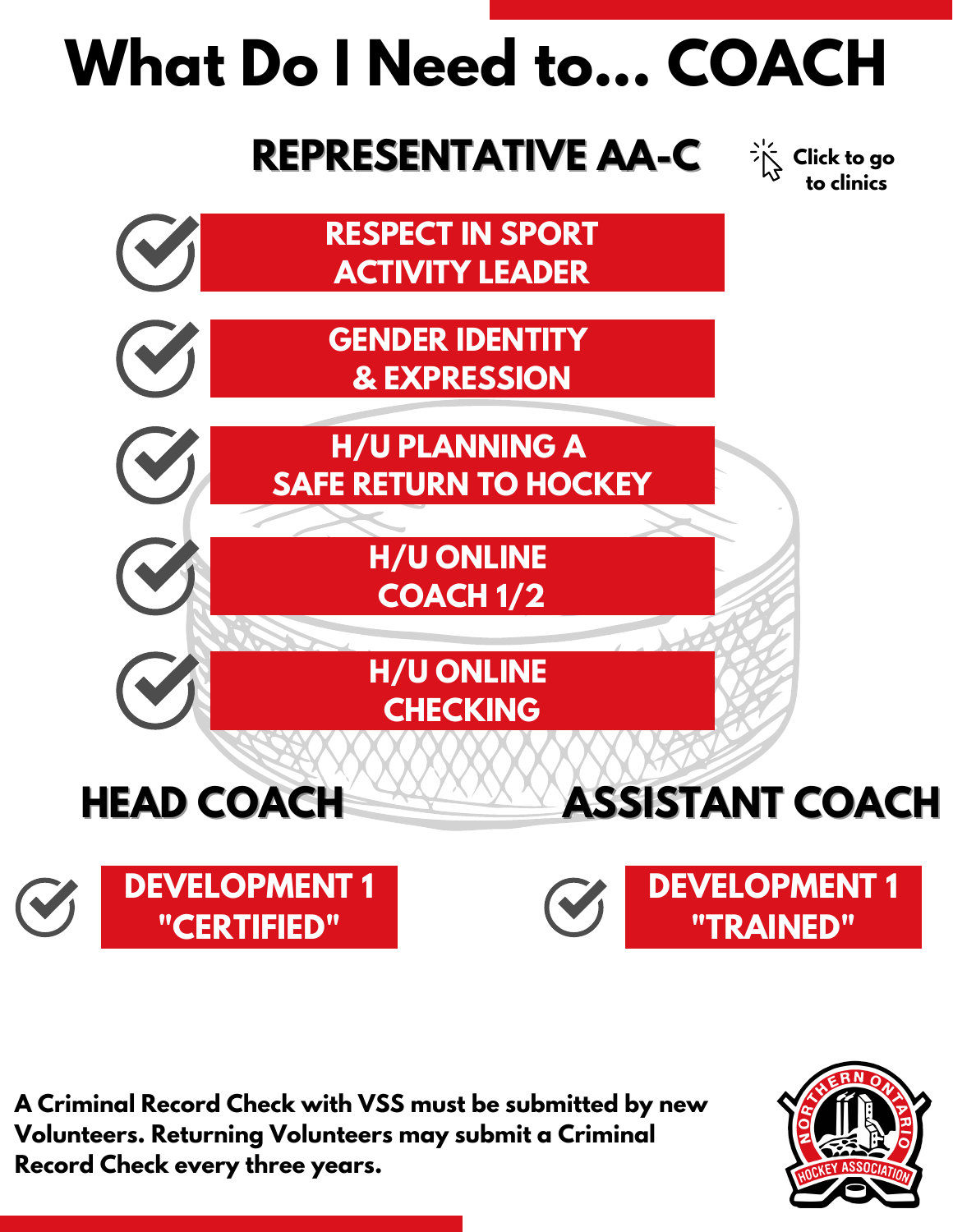# What Do I Need to... COACH

## REPRESENTATIVE AA-C

Click to go to clinics

- RESPECT IN SPORT ACTIVITY LEADER
- GENDER IDENTITY & EXPRESSION
- H/U PLANNING A SAFE RETURN TO HOCKEY
- H/U ONLINE COACH 1/2
- H/U ONLINE CHECKING

## HEAD COACH

- DEVELOPMENT 1 "CERTIFIED"

## ASSISTANT COACH

- DEVELOPMENT 1 "TRAINED"

**A Criminal Record Check with VSS must be submitted by new Volunteers. Returning Volunteers may submit a Criminal Record Check every three years.**

NORTHERN ONTARIO HOCKEY ASSOCIATION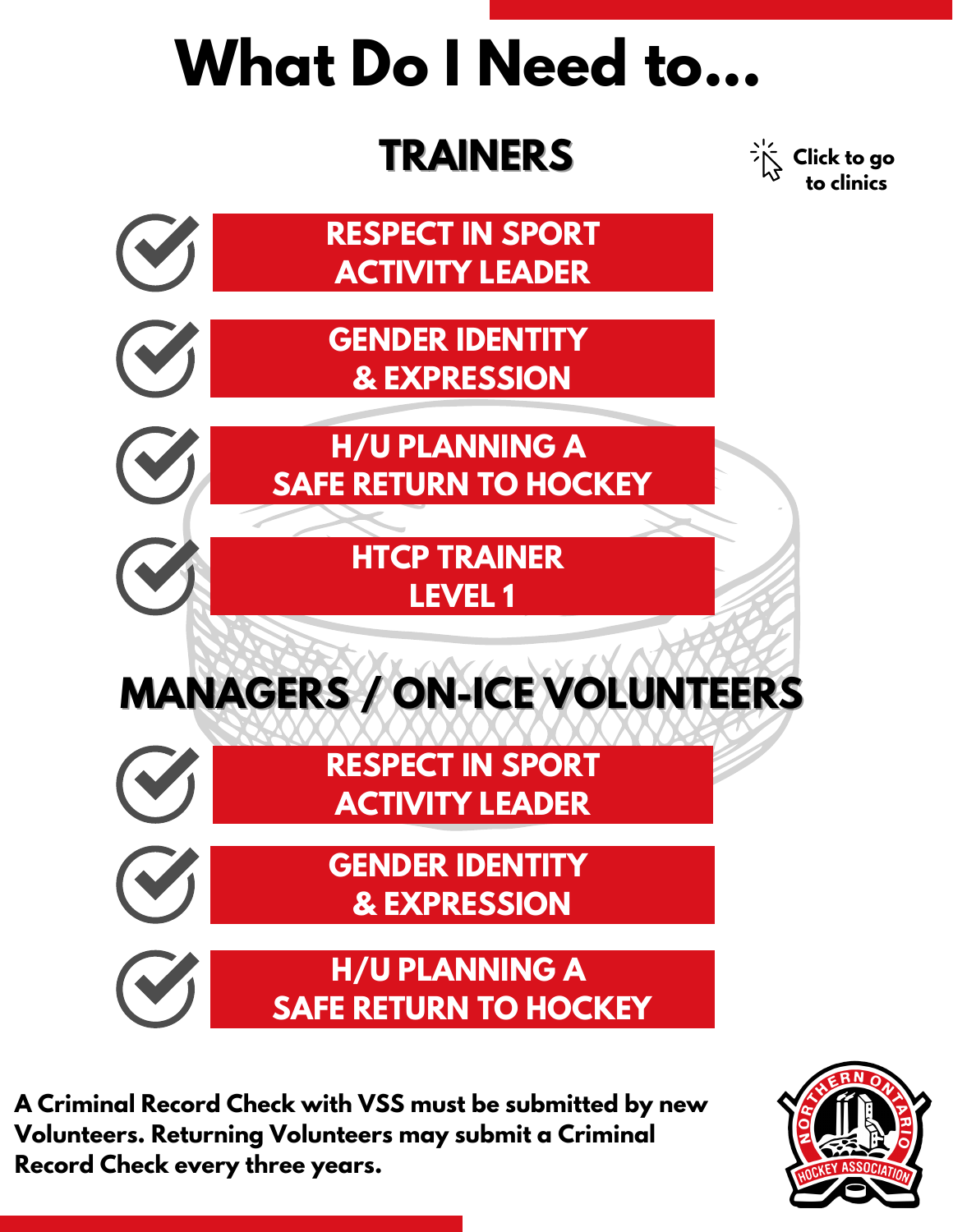# What Do I Need to...

## TRAINERS

Click to go to clinics

- RESPECT IN SPORT ACTIVITY LEADER
- GENDER IDENTITY & EXPRESSION
- H/U PLANNING A SAFE RETURN TO HOCKEY
- HTCP TRAINER LEVEL 1

## MANAGERS / ON-ICE VOLUNTEERS

- RESPECT IN SPORT ACTIVITY LEADER
- GENDER IDENTITY & EXPRESSION
- H/U PLANNING A SAFE RETURN TO HOCKEY

**A Criminal Record Check with VSS must be submitted by new Volunteers. Returning Volunteers may submit a Criminal Record Check every three years.**